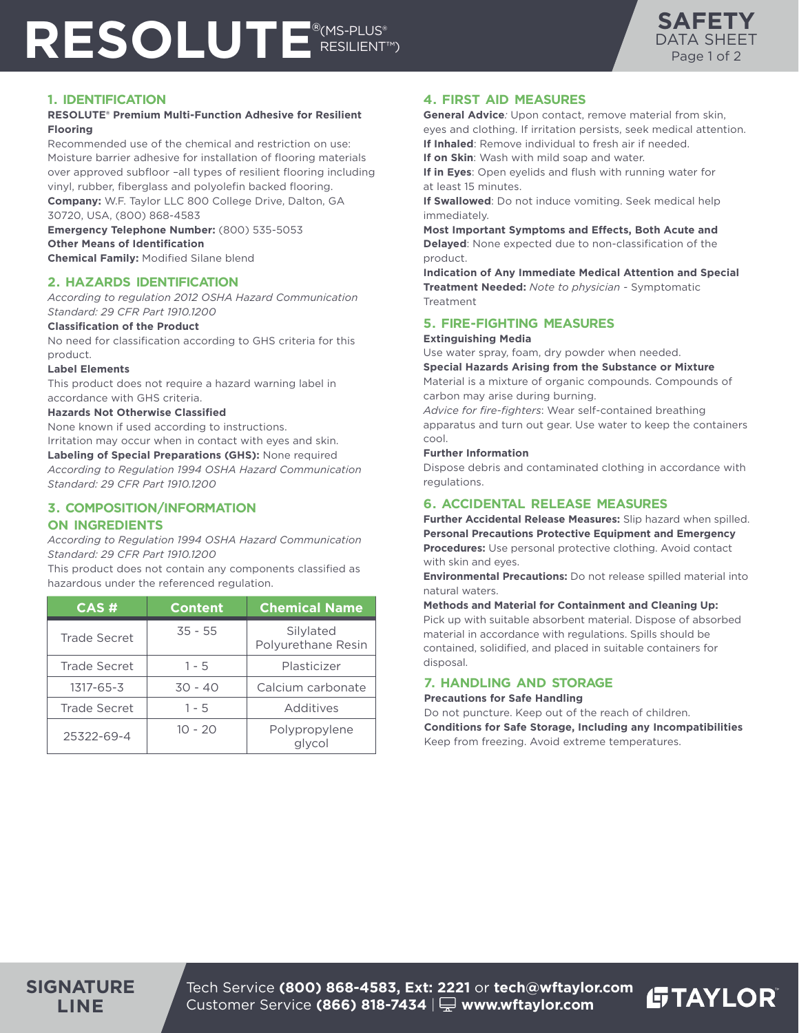# RESOLUTE®(MS-PLUS® RESILIENT™)

## SAFETY DATA SHEET

## 1. IDENTIFICATION

**RESOLUTE® Premium Multi-Function Adhesive for Resilient Flooring**

Recommended use of the chemical and restriction on use: Moisture barrier adhesive for installation of flooring materials over approved subfloor –all types of resilient flooring including vinyl, rubber, fiberglass and polyolefin backed flooring.

**Company:** W.F. Taylor LLC 800 College Drive, Dalton, GA 30720, USA, (800) 868-4583

**Emergency Telephone Number:** (800) 535-5053

**Other Means of Identification**

**Chemical Family:** Modified Silane blend

## 2. HAZARDS IDENTIFICATION

*According to regulation 2012 OSHA Hazard Communication Standard: 29 CFR Part 1910.1200*

**Classification of the Product**

No need for classification according to GHS criteria for this product.

**Label Elements**

This product does not require a hazard warning label in accordance with GHS criteria.

**Hazards Not Otherwise Classified**

None known if used according to instructions.

Irritation may occur when in contact with eyes and skin.

**Labeling of Special Preparations (GHS):** None required

*According to Regulation 1994 OSHA Hazard Communication Standard: 29 CFR Part 1910.1200*

## 3. COMPOSITION/INFORMATION ON INGREDIENTS

*According to Regulation 1994 OSHA Hazard Communication Standard: 29 CFR Part 1910.1200*

This product does not contain any components classified as hazardous under the referenced regulation.

| CAS # | Content | Chemical Name |
|---|---|---|
| Trade Secret | 35 - 55 | Silylated Polyurethane Resin |
| Trade Secret | 1 - 5 | Plasticizer |
| 1317-65-3 | 30 - 40 | Calcium carbonate |
| Trade Secret | 1 - 5 | Additives |
| 25322-69-4 | 10 - 20 | Polypropylene glycol |

## 4. FIRST AID MEASURES

**General Advice***:* Upon contact, remove material from skin, eyes and clothing. If irritation persists, seek medical attention.

**If Inhaled**: Remove individual to fresh air if needed.

**If on Skin**: Wash with mild soap and water.

**If in Eyes**: Open eyelids and flush with running water for at least 15 minutes.

**If Swallowed**: Do not induce vomiting. Seek medical help immediately.

**Most Important Symptoms and Effects, Both Acute and Delayed**: None expected due to non-classification of the product.

**Indication of Any Immediate Medical Attention and Special Treatment Needed:** *Note to physician* - Symptomatic Treatment

## 5. FIRE-FIGHTING MEASURES

**Extinguishing Media**

Use water spray, foam, dry powder when needed.

**Special Hazards Arising from the Substance or Mixture**

Material is a mixture of organic compounds. Compounds of carbon may arise during burning.

*Advice for fire-fighters*: Wear self-contained breathing apparatus and turn out gear. Use water to keep the containers cool.

**Further Information**

Dispose debris and contaminated clothing in accordance with regulations.

## 6. ACCIDENTAL RELEASE MEASURES

**Further Accidental Release Measures:** Slip hazard when spilled.

**Personal Precautions Protective Equipment and Emergency Procedures:** Use personal protective clothing. Avoid contact with skin and eyes.

**Environmental Precautions:** Do not release spilled material into natural waters.

**Methods and Material for Containment and Cleaning Up:** Pick up with suitable absorbent material. Dispose of absorbed material in accordance with regulations. Spills should be contained, solidified, and placed in suitable containers for disposal.

## 7. HANDLING AND STORAGE

**Precautions for Safe Handling**

Do not puncture. Keep out of the reach of children.

**Conditions for Safe Storage, Including any Incompatibilities**

Keep from freezing. Avoid extreme temperatures.

SIGNATURE LINE

Tech Service **(800) 868-4583, Ext: 2221** or **tech@wftaylor.com**
Customer Service **(866) 818-7434** | **www.wftaylor.com**

TAYLOR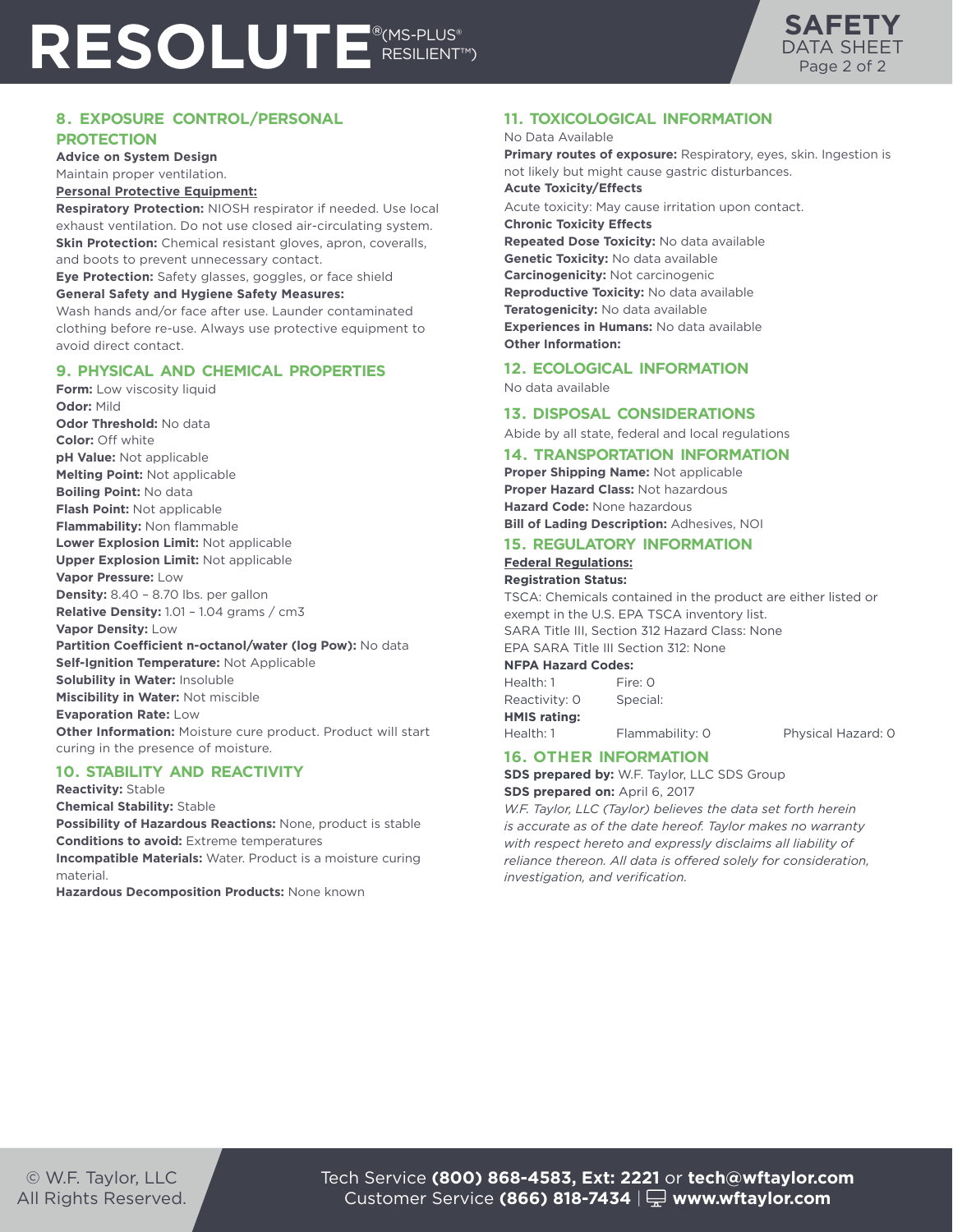## 8. EXPOSURE CONTROL/PERSONAL PROTECTION

**Advice on System Design**

Maintain proper ventilation.

**Personal Protective Equipment:**

**Respiratory Protection:** NIOSH respirator if needed. Use local exhaust ventilation. Do not use closed air-circulating system.

**Skin Protection:** Chemical resistant gloves, apron, coveralls, and boots to prevent unnecessary contact.

**Eye Protection:** Safety glasses, goggles, or face shield

**General Safety and Hygiene Safety Measures:**

Wash hands and/or face after use. Launder contaminated clothing before re-use. Always use protective equipment to avoid direct contact.

## 9. PHYSICAL AND CHEMICAL PROPERTIES

**Form:** Low viscosity liquid
**Odor:** Mild
**Odor Threshold:** No data
**Color:** Off white
**pH Value:** Not applicable
**Melting Point:** Not applicable
**Boiling Point:** No data
**Flash Point:** Not applicable
**Flammability:** Non flammable
**Lower Explosion Limit:** Not applicable
**Upper Explosion Limit:** Not applicable
**Vapor Pressure:** Low
**Density:** 8.40 – 8.70 lbs. per gallon
**Relative Density:** 1.01 – 1.04 grams / cm3
**Vapor Density:** Low
**Partition Coefficient n-octanol/water (log Pow):** No data
**Self-Ignition Temperature:** Not Applicable
**Solubility in Water:** Insoluble
**Miscibility in Water:** Not miscible
**Evaporation Rate:** Low
**Other Information:** Moisture cure product. Product will start curing in the presence of moisture.

## 10. STABILITY AND REACTIVITY

**Reactivity:** Stable
**Chemical Stability:** Stable
**Possibility of Hazardous Reactions:** None, product is stable
**Conditions to avoid:** Extreme temperatures
**Incompatible Materials:** Water. Product is a moisture curing material.
**Hazardous Decomposition Products:** None known

## 11. TOXICOLOGICAL INFORMATION

No Data Available

**Primary routes of exposure:** Respiratory, eyes, skin. Ingestion is not likely but might cause gastric disturbances.

**Acute Toxicity/Effects**

Acute toxicity: May cause irritation upon contact.

**Chronic Toxicity Effects**

**Repeated Dose Toxicity:** No data available
**Genetic Toxicity:** No data available
**Carcinogenicity:** Not carcinogenic
**Reproductive Toxicity:** No data available
**Teratogenicity:** No data available
**Experiences in Humans:** No data available
**Other Information:**

## 12. ECOLOGICAL INFORMATION

No data available

## 13. DISPOSAL CONSIDERATIONS

Abide by all state, federal and local regulations

## 14. TRANSPORTATION INFORMATION

**Proper Shipping Name:** Not applicable
**Proper Hazard Class:** Not hazardous
**Hazard Code:** None hazardous
**Bill of Lading Description:** Adhesives, NOI

## 15. REGULATORY INFORMATION

**Federal Regulations:**

**Registration Status:**

TSCA: Chemicals contained in the product are either listed or exempt in the U.S. EPA TSCA inventory list.
SARA Title III, Section 312 Hazard Class: None
EPA SARA Title III Section 312: None

**NFPA Hazard Codes:**

Health: 1 Fire: 0
Reactivity: 0 Special:

**HMIS rating:**

Health: 1 Flammability: 0 Physical Hazard: 0

## 16. OTHER INFORMATION

**SDS prepared by:** W.F. Taylor, LLC SDS Group
**SDS prepared on:** April 6, 2017

*W.F. Taylor, LLC (Taylor) believes the data set forth herein is accurate as of the date hereof. Taylor makes no warranty with respect hereto and expressly disclaims all liability of reliance thereon. All data is offered solely for consideration, investigation, and verification.*